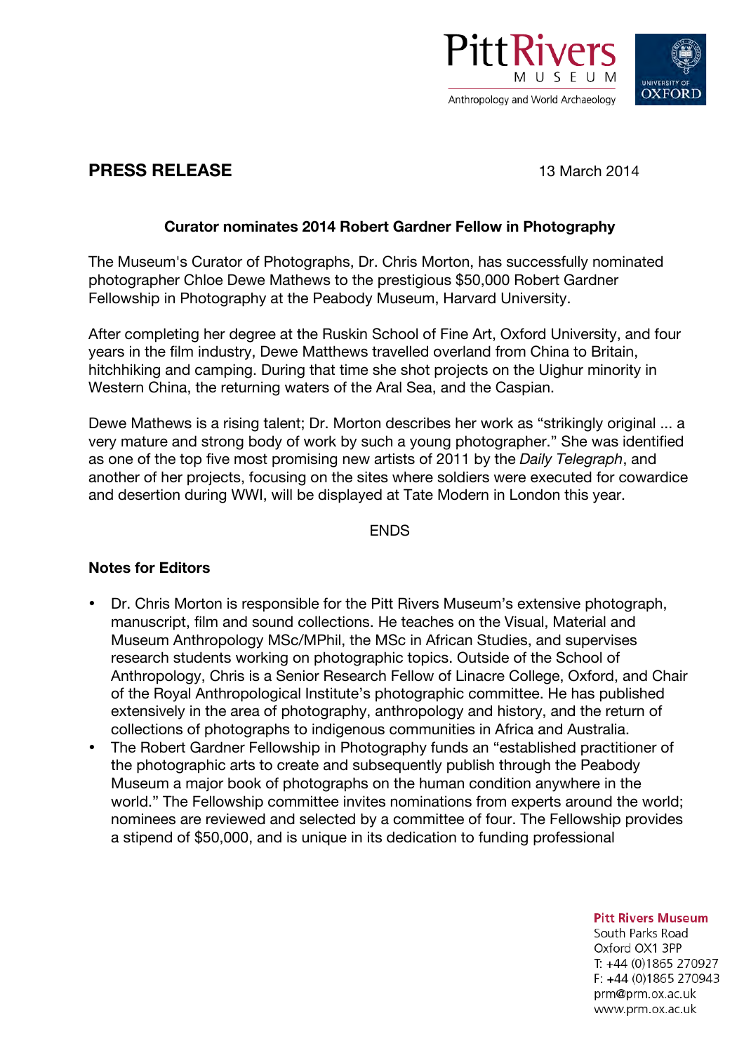Pitt Rivers Museum
Anthropology and World Archaeology

University of Oxford

# PRESS RELEASE

13 March 2014

## Curator nominates 2014 Robert Gardner Fellow in Photography

The Museum's Curator of Photographs, Dr. Chris Morton, has successfully nominated photographer Chloe Dewe Mathews to the prestigious $50,000 Robert Gardner Fellowship in Photography at the Peabody Museum, Harvard University.

After completing her degree at the Ruskin School of Fine Art, Oxford University, and four years in the film industry, Dewe Matthews travelled overland from China to Britain, hitchhiking and camping. During that time she shot projects on the Uighur minority in Western China, the returning waters of the Aral Sea, and the Caspian.

Dewe Mathews is a rising talent; Dr. Morton describes her work as "strikingly original ... a very mature and strong body of work by such a young photographer." She was identified as one of the top five most promising new artists of 2011 by the *Daily Telegraph*, and another of her projects, focusing on the sites where soldiers were executed for cowardice and desertion during WWI, will be displayed at Tate Modern in London this year.

ENDS

### Notes for Editors

- Dr. Chris Morton is responsible for the Pitt Rivers Museum's extensive photograph, manuscript, film and sound collections. He teaches on the Visual, Material and Museum Anthropology MSc/MPhil, the MSc in African Studies, and supervises research students working on photographic topics. Outside of the School of Anthropology, Chris is a Senior Research Fellow of Linacre College, Oxford, and Chair of the Royal Anthropological Institute's photographic committee. He has published extensively in the area of photography, anthropology and history, and the return of collections of photographs to indigenous communities in Africa and Australia.
- The Robert Gardner Fellowship in Photography funds an "established practitioner of the photographic arts to create and subsequently publish through the Peabody Museum a major book of photographs on the human condition anywhere in the world." The Fellowship committee invites nominations from experts around the world; nominees are reviewed and selected by a committee of four. The Fellowship provides a stipend of $50,000, and is unique in its dedication to funding professional

**Pitt Rivers Museum**
South Parks Road
Oxford OX1 3PP
T: +44 (0)1865 270927
F: +44 (0)1865 270943
prm@prm.ox.ac.uk
www.prm.ox.ac.uk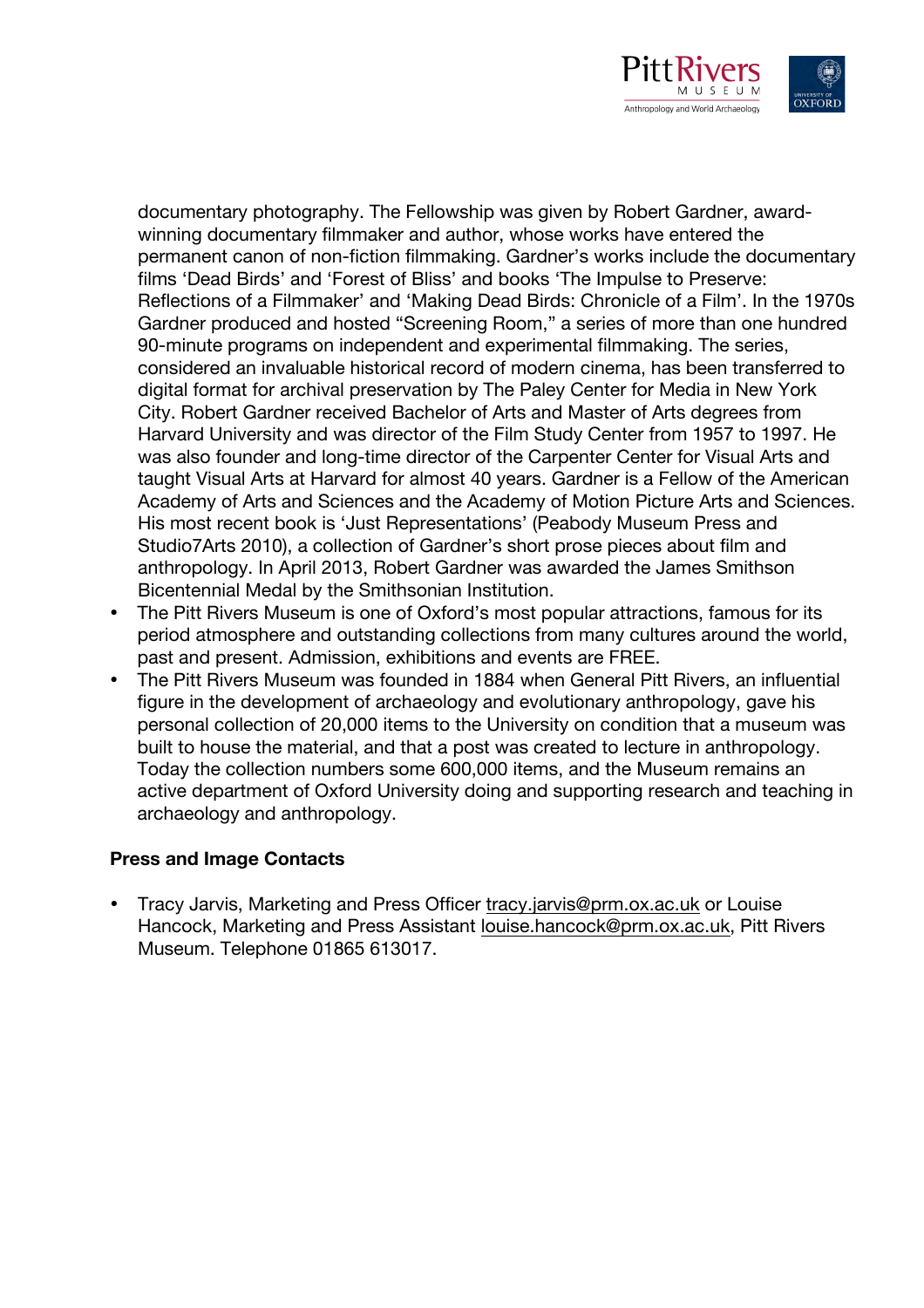documentary photography. The Fellowship was given by Robert Gardner, award-winning documentary filmmaker and author, whose works have entered the permanent canon of non-fiction filmmaking. Gardner's works include the documentary films 'Dead Birds' and 'Forest of Bliss' and books 'The Impulse to Preserve: Reflections of a Filmmaker' and 'Making Dead Birds: Chronicle of a Film'. In the 1970s Gardner produced and hosted "Screening Room," a series of more than one hundred 90-minute programs on independent and experimental filmmaking. The series, considered an invaluable historical record of modern cinema, has been transferred to digital format for archival preservation by The Paley Center for Media in New York City. Robert Gardner received Bachelor of Arts and Master of Arts degrees from Harvard University and was director of the Film Study Center from 1957 to 1997. He was also founder and long-time director of the Carpenter Center for Visual Arts and taught Visual Arts at Harvard for almost 40 years. Gardner is a Fellow of the American Academy of Arts and Sciences and the Academy of Motion Picture Arts and Sciences. His most recent book is 'Just Representations' (Peabody Museum Press and Studio7Arts 2010), a collection of Gardner's short prose pieces about film and anthropology. In April 2013, Robert Gardner was awarded the James Smithson Bicentennial Medal by the Smithsonian Institution.

- The Pitt Rivers Museum is one of Oxford's most popular attractions, famous for its period atmosphere and outstanding collections from many cultures around the world, past and present. Admission, exhibitions and events are FREE.
- The Pitt Rivers Museum was founded in 1884 when General Pitt Rivers, an influential figure in the development of archaeology and evolutionary anthropology, gave his personal collection of 20,000 items to the University on condition that a museum was built to house the material, and that a post was created to lecture in anthropology. Today the collection numbers some 600,000 items, and the Museum remains an active department of Oxford University doing and supporting research and teaching in archaeology and anthropology.

**Press and Image Contacts**

- Tracy Jarvis, Marketing and Press Officer tracy.jarvis@prm.ox.ac.uk or Louise Hancock, Marketing and Press Assistant louise.hancock@prm.ox.ac.uk, Pitt Rivers Museum. Telephone 01865 613017.